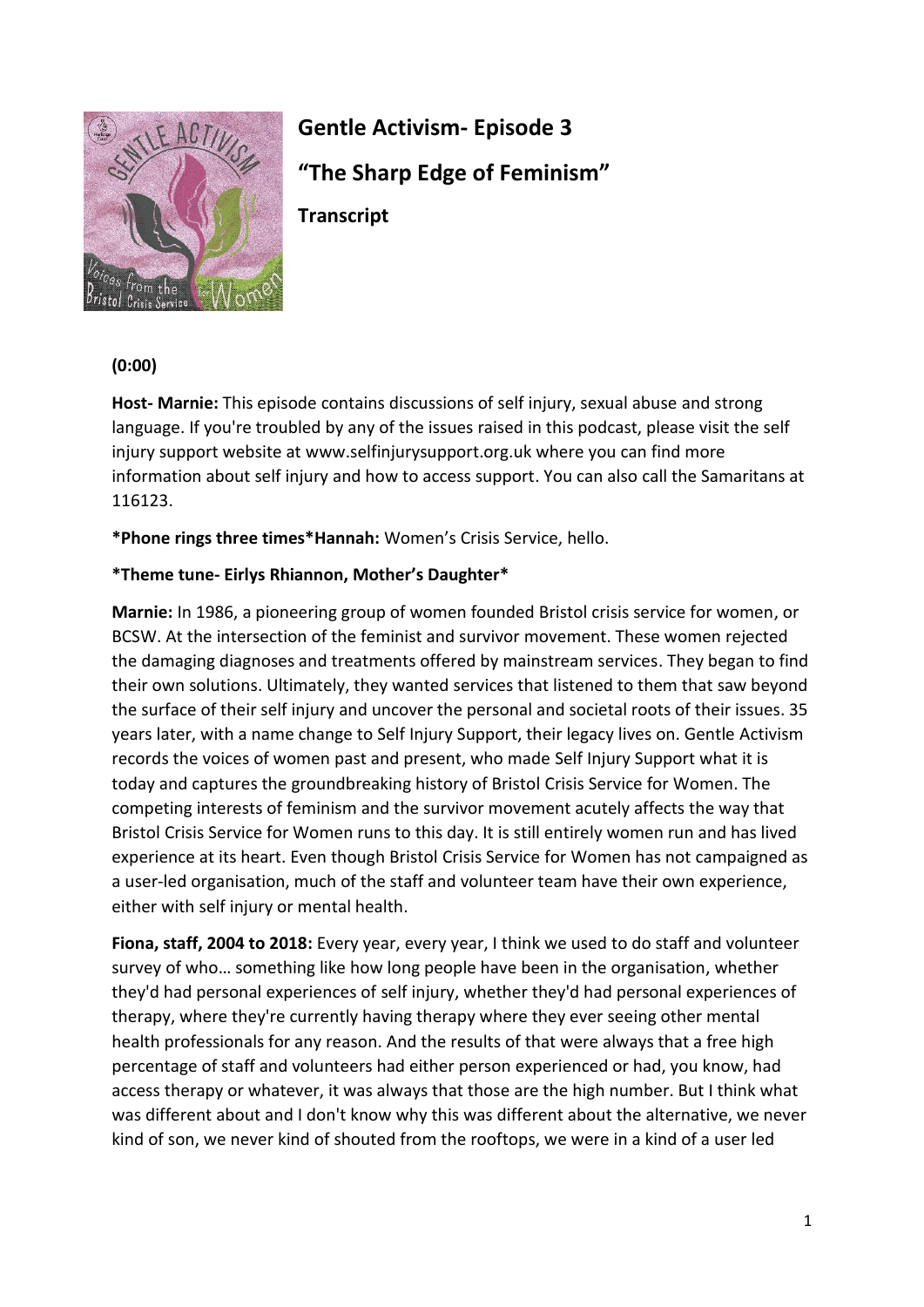# Gentle Activism- Episode 3

## "The Sharp Edge of Feminism"

### Transcript

**(0:00)**

**Host- Marnie:** This episode contains discussions of self injury, sexual abuse and strong language. If you're troubled by any of the issues raised in this podcast, please visit the self injury support website at www.selfinjurysupport.org.uk where you can find more information about self injury and how to access support. You can also call the Samaritans at 116123.

***Phone rings three times*Hannah:** Women's Crisis Service, hello.

***Theme tune- Eirlys Rhiannon, Mother's Daughter***

**Marnie:** In 1986, a pioneering group of women founded Bristol crisis service for women, or BCSW. At the intersection of the feminist and survivor movement. These women rejected the damaging diagnoses and treatments offered by mainstream services. They began to find their own solutions. Ultimately, they wanted services that listened to them that saw beyond the surface of their self injury and uncover the personal and societal roots of their issues. 35 years later, with a name change to Self Injury Support, their legacy lives on. Gentle Activism records the voices of women past and present, who made Self Injury Support what it is today and captures the groundbreaking history of Bristol Crisis Service for Women. The competing interests of feminism and the survivor movement acutely affects the way that Bristol Crisis Service for Women runs to this day. It is still entirely women run and has lived experience at its heart. Even though Bristol Crisis Service for Women has not campaigned as a user-led organisation, much of the staff and volunteer team have their own experience, either with self injury or mental health.

**Fiona, staff, 2004 to 2018:** Every year, every year, I think we used to do staff and volunteer survey of who… something like how long people have been in the organisation, whether they'd had personal experiences of self injury, whether they'd had personal experiences of therapy, where they're currently having therapy where they ever seeing other mental health professionals for any reason. And the results of that were always that a free high percentage of staff and volunteers had either person experienced or had, you know, had access therapy or whatever, it was always that those are the high number. But I think what was different about and I don't know why this was different about the alternative, we never kind of son, we never kind of shouted from the rooftops, we were in a kind of a user led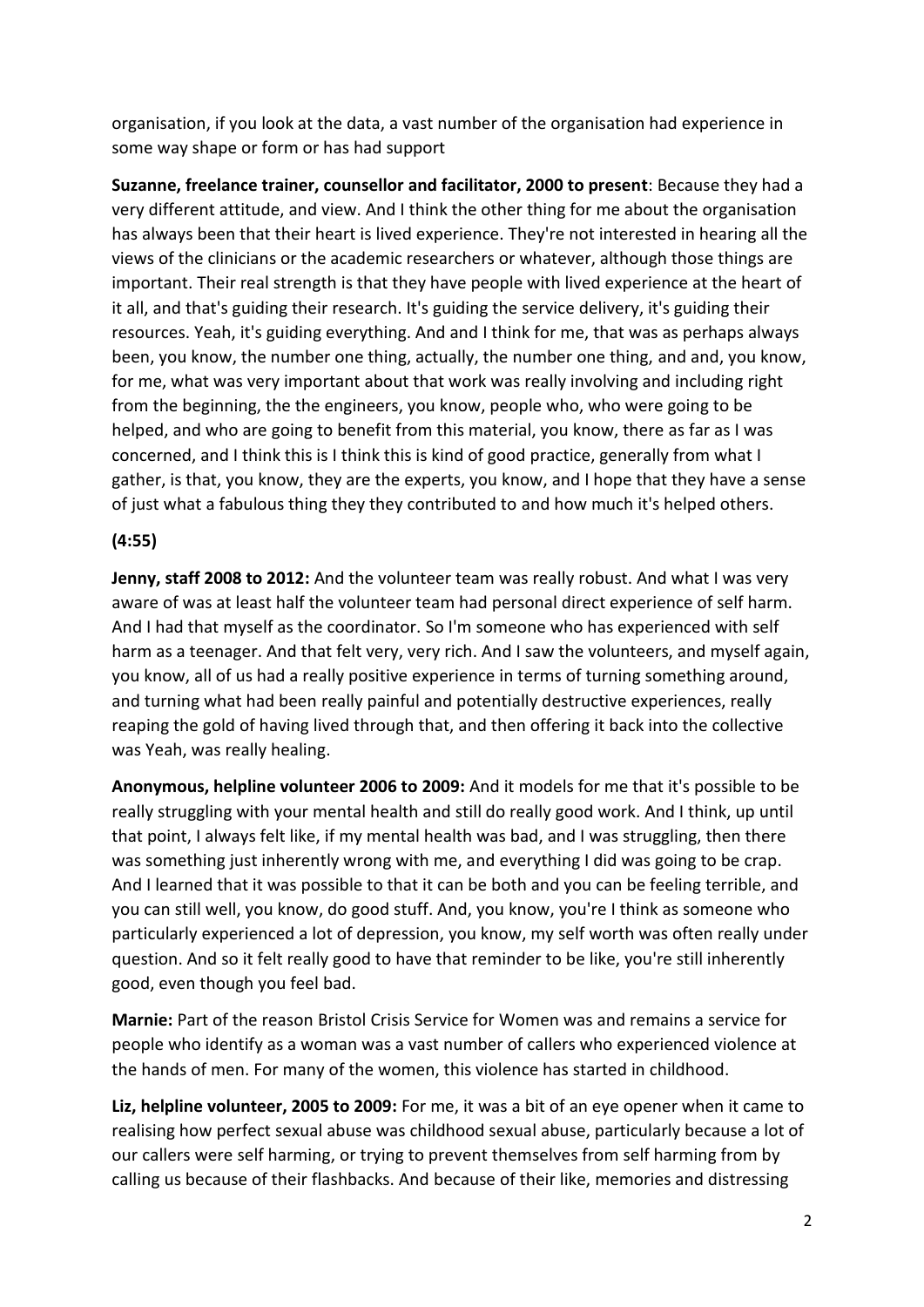organisation, if you look at the data, a vast number of the organisation had experience in some way shape or form or has had support

**Suzanne, freelance trainer, counsellor and facilitator, 2000 to present**: Because they had a very different attitude, and view. And I think the other thing for me about the organisation has always been that their heart is lived experience. They're not interested in hearing all the views of the clinicians or the academic researchers or whatever, although those things are important. Their real strength is that they have people with lived experience at the heart of it all, and that's guiding their research. It's guiding the service delivery, it's guiding their resources. Yeah, it's guiding everything. And and I think for me, that was as perhaps always been, you know, the number one thing, actually, the number one thing, and and, you know, for me, what was very important about that work was really involving and including right from the beginning, the the engineers, you know, people who, who were going to be helped, and who are going to benefit from this material, you know, there as far as I was concerned, and I think this is I think this is kind of good practice, generally from what I gather, is that, you know, they are the experts, you know, and I hope that they have a sense of just what a fabulous thing they they contributed to and how much it's helped others.

**(4:55)**

**Jenny, staff 2008 to 2012:** And the volunteer team was really robust. And what I was very aware of was at least half the volunteer team had personal direct experience of self harm. And I had that myself as the coordinator. So I'm someone who has experienced with self harm as a teenager. And that felt very, very rich. And I saw the volunteers, and myself again, you know, all of us had a really positive experience in terms of turning something around, and turning what had been really painful and potentially destructive experiences, really reaping the gold of having lived through that, and then offering it back into the collective was Yeah, was really healing.

**Anonymous, helpline volunteer 2006 to 2009:** And it models for me that it's possible to be really struggling with your mental health and still do really good work. And I think, up until that point, I always felt like, if my mental health was bad, and I was struggling, then there was something just inherently wrong with me, and everything I did was going to be crap. And I learned that it was possible to that it can be both and you can be feeling terrible, and you can still well, you know, do good stuff. And, you know, you're I think as someone who particularly experienced a lot of depression, you know, my self worth was often really under question. And so it felt really good to have that reminder to be like, you're still inherently good, even though you feel bad.

**Marnie:** Part of the reason Bristol Crisis Service for Women was and remains a service for people who identify as a woman was a vast number of callers who experienced violence at the hands of men. For many of the women, this violence has started in childhood.

**Liz, helpline volunteer, 2005 to 2009:** For me, it was a bit of an eye opener when it came to realising how perfect sexual abuse was childhood sexual abuse, particularly because a lot of our callers were self harming, or trying to prevent themselves from self harming from by calling us because of their flashbacks. And because of their like, memories and distressing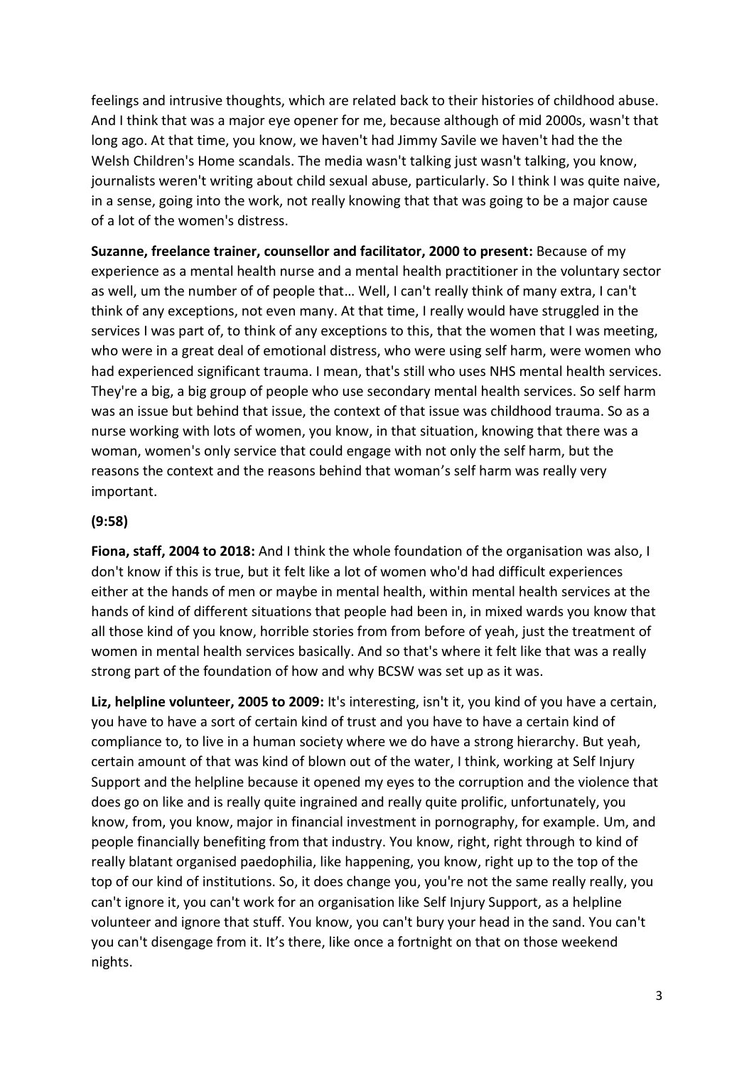feelings and intrusive thoughts, which are related back to their histories of childhood abuse. And I think that was a major eye opener for me, because although of mid 2000s, wasn't that long ago. At that time, you know, we haven't had Jimmy Savile we haven't had the the Welsh Children's Home scandals. The media wasn't talking just wasn't talking, you know, journalists weren't writing about child sexual abuse, particularly. So I think I was quite naive, in a sense, going into the work, not really knowing that that was going to be a major cause of a lot of the women's distress.

**Suzanne, freelance trainer, counsellor and facilitator, 2000 to present:** Because of my experience as a mental health nurse and a mental health practitioner in the voluntary sector as well, um the number of of people that… Well, I can't really think of many extra, I can't think of any exceptions, not even many. At that time, I really would have struggled in the services I was part of, to think of any exceptions to this, that the women that I was meeting, who were in a great deal of emotional distress, who were using self harm, were women who had experienced significant trauma. I mean, that's still who uses NHS mental health services. They're a big, a big group of people who use secondary mental health services. So self harm was an issue but behind that issue, the context of that issue was childhood trauma. So as a nurse working with lots of women, you know, in that situation, knowing that there was a woman, women's only service that could engage with not only the self harm, but the reasons the context and the reasons behind that woman's self harm was really very important.

**(9:58)**

**Fiona, staff, 2004 to 2018:** And I think the whole foundation of the organisation was also, I don't know if this is true, but it felt like a lot of women who'd had difficult experiences either at the hands of men or maybe in mental health, within mental health services at the hands of kind of different situations that people had been in, in mixed wards you know that all those kind of you know, horrible stories from from before of yeah, just the treatment of women in mental health services basically. And so that's where it felt like that was a really strong part of the foundation of how and why BCSW was set up as it was.

**Liz, helpline volunteer, 2005 to 2009:** It's interesting, isn't it, you kind of you have a certain, you have to have a sort of certain kind of trust and you have to have a certain kind of compliance to, to live in a human society where we do have a strong hierarchy. But yeah, certain amount of that was kind of blown out of the water, I think, working at Self Injury Support and the helpline because it opened my eyes to the corruption and the violence that does go on like and is really quite ingrained and really quite prolific, unfortunately, you know, from, you know, major in financial investment in pornography, for example. Um, and people financially benefiting from that industry. You know, right, right through to kind of really blatant organised paedophilia, like happening, you know, right up to the top of the top of our kind of institutions. So, it does change you, you're not the same really really, you can't ignore it, you can't work for an organisation like Self Injury Support, as a helpline volunteer and ignore that stuff. You know, you can't bury your head in the sand. You can't you can't disengage from it. It's there, like once a fortnight on that on those weekend nights.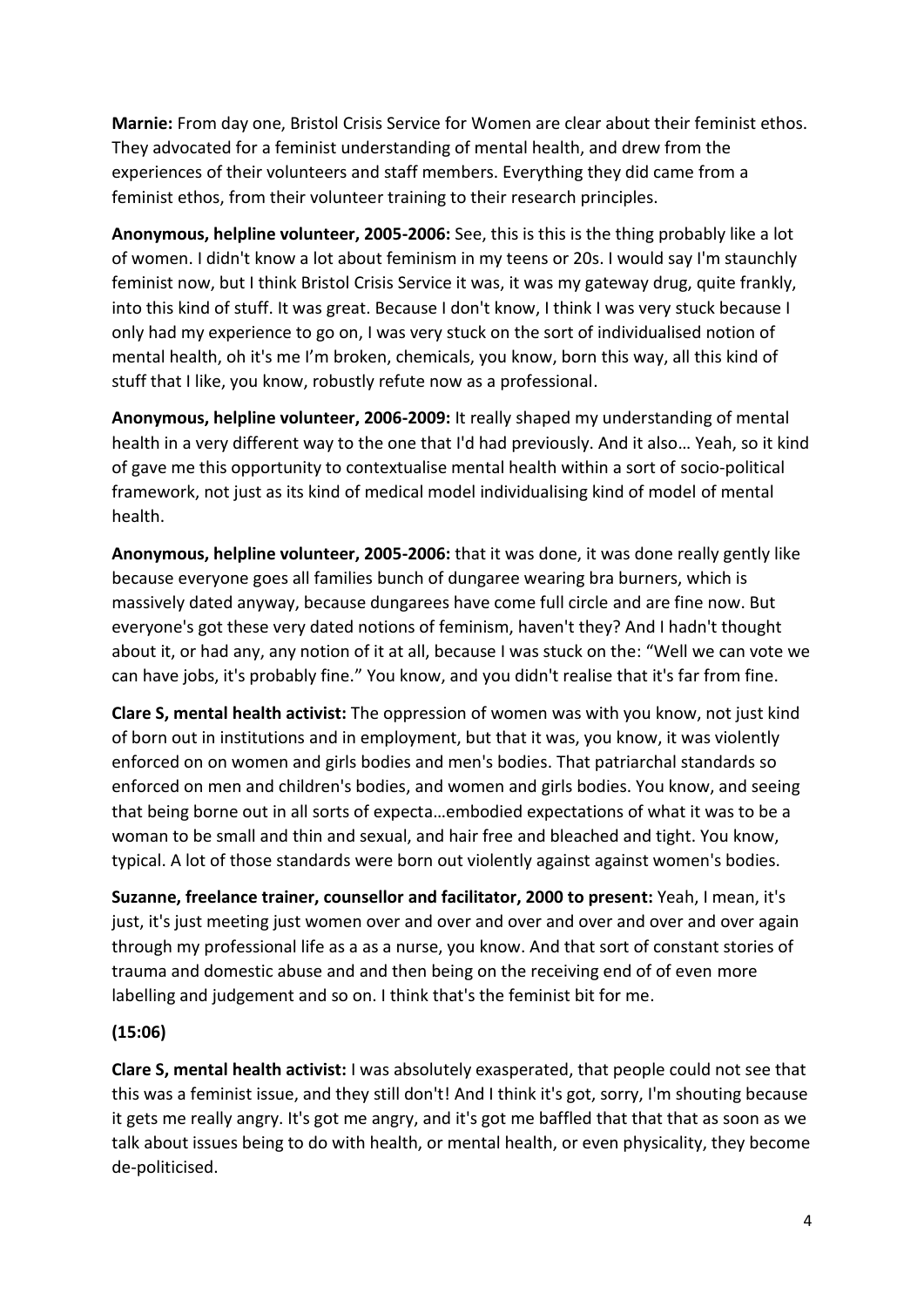**Marnie:** From day one, Bristol Crisis Service for Women are clear about their feminist ethos. They advocated for a feminist understanding of mental health, and drew from the experiences of their volunteers and staff members. Everything they did came from a feminist ethos, from their volunteer training to their research principles.

**Anonymous, helpline volunteer, 2005-2006:** See, this is this is the thing probably like a lot of women. I didn't know a lot about feminism in my teens or 20s. I would say I'm staunchly feminist now, but I think Bristol Crisis Service it was, it was my gateway drug, quite frankly, into this kind of stuff. It was great. Because I don't know, I think I was very stuck because I only had my experience to go on, I was very stuck on the sort of individualised notion of mental health, oh it's me I'm broken, chemicals, you know, born this way, all this kind of stuff that I like, you know, robustly refute now as a professional.

**Anonymous, helpline volunteer, 2006-2009:** It really shaped my understanding of mental health in a very different way to the one that I'd had previously. And it also… Yeah, so it kind of gave me this opportunity to contextualise mental health within a sort of socio-political framework, not just as its kind of medical model individualising kind of model of mental health.

**Anonymous, helpline volunteer, 2005-2006:** that it was done, it was done really gently like because everyone goes all families bunch of dungaree wearing bra burners, which is massively dated anyway, because dungarees have come full circle and are fine now. But everyone's got these very dated notions of feminism, haven't they? And I hadn't thought about it, or had any, any notion of it at all, because I was stuck on the: "Well we can vote we can have jobs, it's probably fine." You know, and you didn't realise that it's far from fine.

**Clare S, mental health activist:** The oppression of women was with you know, not just kind of born out in institutions and in employment, but that it was, you know, it was violently enforced on on women and girls bodies and men's bodies. That patriarchal standards so enforced on men and children's bodies, and women and girls bodies. You know, and seeing that being borne out in all sorts of expecta…embodied expectations of what it was to be a woman to be small and thin and sexual, and hair free and bleached and tight. You know, typical. A lot of those standards were born out violently against against women's bodies.

**Suzanne, freelance trainer, counsellor and facilitator, 2000 to present:** Yeah, I mean, it's just, it's just meeting just women over and over and over and over and over and over again through my professional life as a as a nurse, you know. And that sort of constant stories of trauma and domestic abuse and and then being on the receiving end of of even more labelling and judgement and so on. I think that's the feminist bit for me.

**(15:06)**

**Clare S, mental health activist:** I was absolutely exasperated, that people could not see that this was a feminist issue, and they still don't! And I think it's got, sorry, I'm shouting because it gets me really angry. It's got me angry, and it's got me baffled that that that as soon as we talk about issues being to do with health, or mental health, or even physicality, they become de-politicised.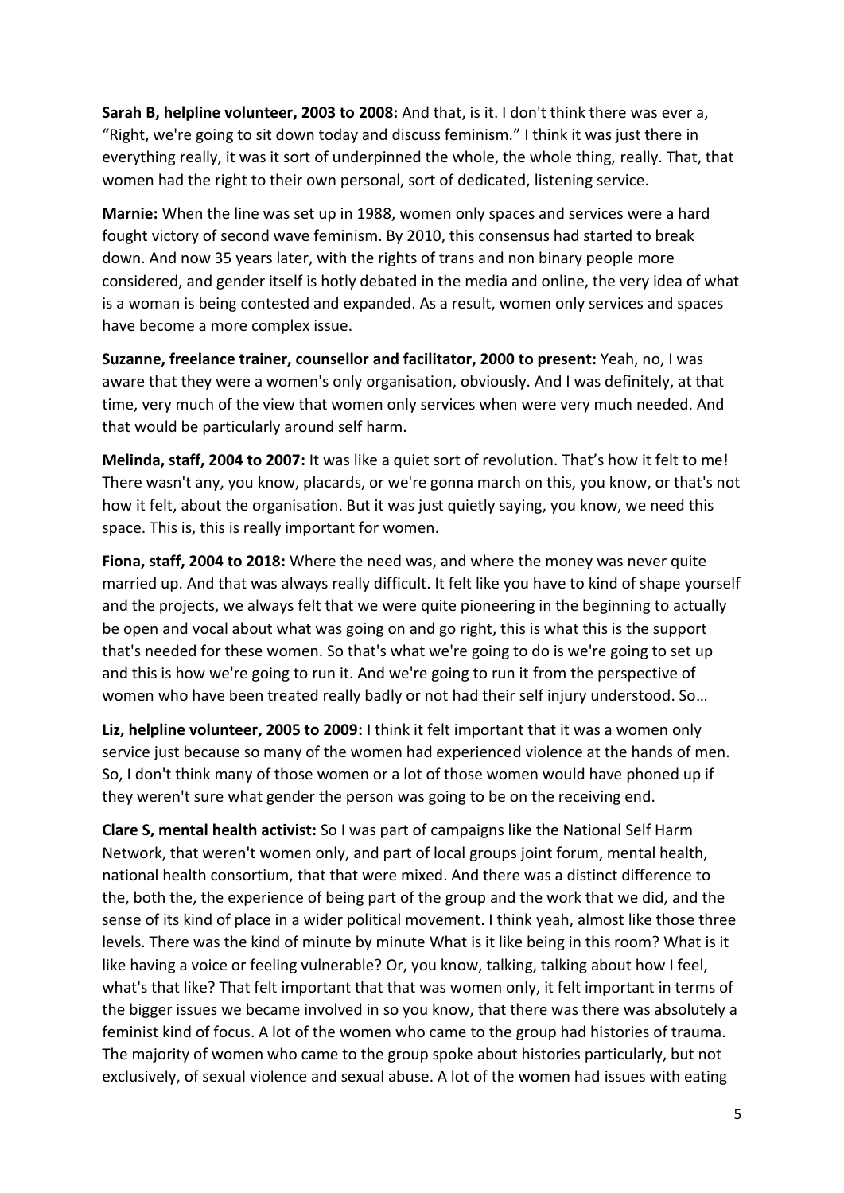**Sarah B, helpline volunteer, 2003 to 2008:** And that, is it. I don't think there was ever a, "Right, we're going to sit down today and discuss feminism." I think it was just there in everything really, it was it sort of underpinned the whole, the whole thing, really. That, that women had the right to their own personal, sort of dedicated, listening service.

**Marnie:** When the line was set up in 1988, women only spaces and services were a hard fought victory of second wave feminism. By 2010, this consensus had started to break down. And now 35 years later, with the rights of trans and non binary people more considered, and gender itself is hotly debated in the media and online, the very idea of what is a woman is being contested and expanded. As a result, women only services and spaces have become a more complex issue.

**Suzanne, freelance trainer, counsellor and facilitator, 2000 to present:** Yeah, no, I was aware that they were a women's only organisation, obviously. And I was definitely, at that time, very much of the view that women only services when were very much needed. And that would be particularly around self harm.

**Melinda, staff, 2004 to 2007:** It was like a quiet sort of revolution. That's how it felt to me! There wasn't any, you know, placards, or we're gonna march on this, you know, or that's not how it felt, about the organisation. But it was just quietly saying, you know, we need this space. This is, this is really important for women.

**Fiona, staff, 2004 to 2018:** Where the need was, and where the money was never quite married up. And that was always really difficult. It felt like you have to kind of shape yourself and the projects, we always felt that we were quite pioneering in the beginning to actually be open and vocal about what was going on and go right, this is what this is the support that's needed for these women. So that's what we're going to do is we're going to set up and this is how we're going to run it. And we're going to run it from the perspective of women who have been treated really badly or not had their self injury understood. So…

**Liz, helpline volunteer, 2005 to 2009:** I think it felt important that it was a women only service just because so many of the women had experienced violence at the hands of men. So, I don't think many of those women or a lot of those women would have phoned up if they weren't sure what gender the person was going to be on the receiving end.

**Clare S, mental health activist:** So I was part of campaigns like the National Self Harm Network, that weren't women only, and part of local groups joint forum, mental health, national health consortium, that that were mixed. And there was a distinct difference to the, both the, the experience of being part of the group and the work that we did, and the sense of its kind of place in a wider political movement. I think yeah, almost like those three levels. There was the kind of minute by minute What is it like being in this room? What is it like having a voice or feeling vulnerable? Or, you know, talking, talking about how I feel, what's that like? That felt important that that was women only, it felt important in terms of the bigger issues we became involved in so you know, that there was there was absolutely a feminist kind of focus. A lot of the women who came to the group had histories of trauma. The majority of women who came to the group spoke about histories particularly, but not exclusively, of sexual violence and sexual abuse. A lot of the women had issues with eating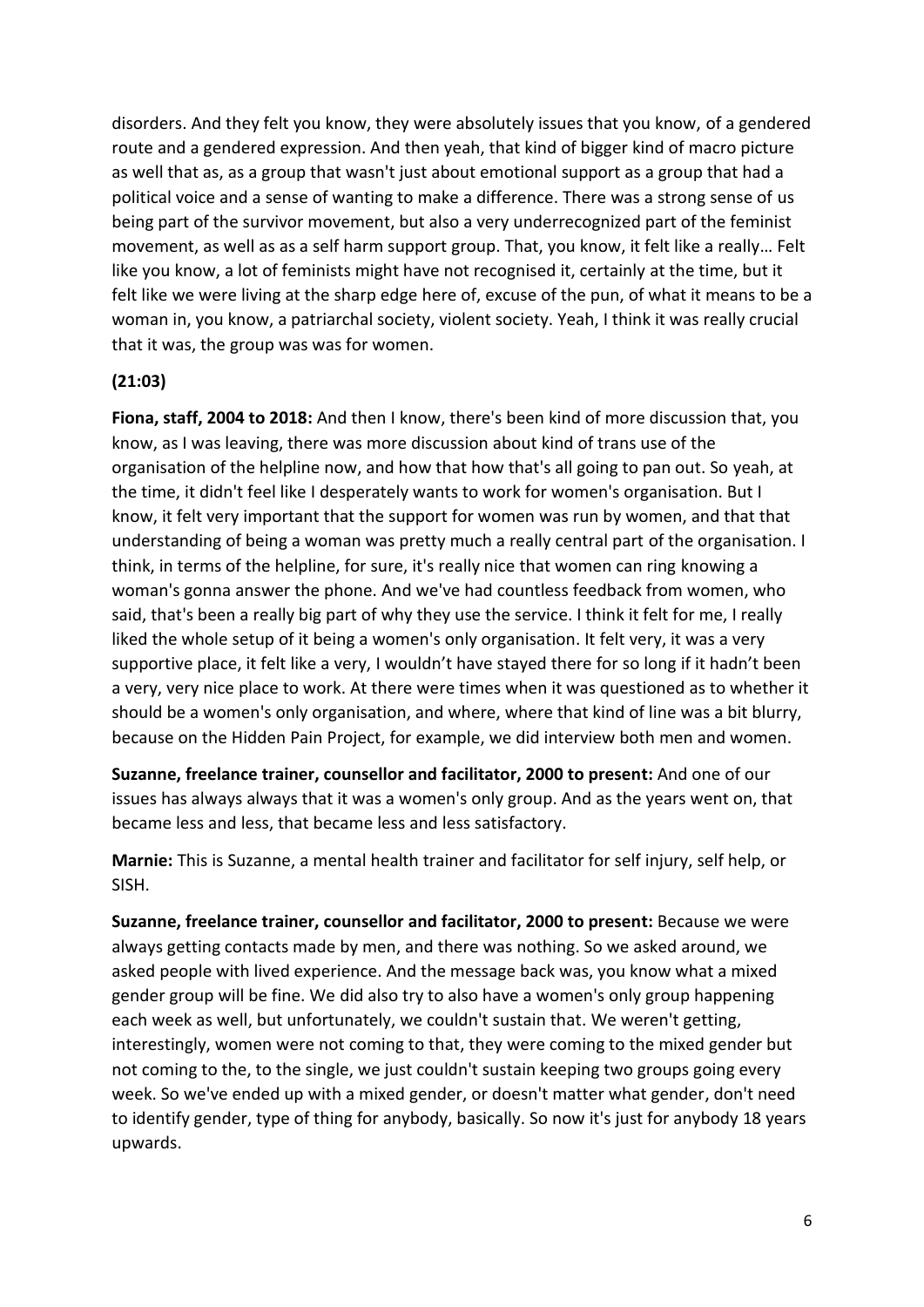disorders. And they felt you know, they were absolutely issues that you know, of a gendered route and a gendered expression. And then yeah, that kind of bigger kind of macro picture as well that as, as a group that wasn't just about emotional support as a group that had a political voice and a sense of wanting to make a difference. There was a strong sense of us being part of the survivor movement, but also a very underrecognized part of the feminist movement, as well as as a self harm support group. That, you know, it felt like a really… Felt like you know, a lot of feminists might have not recognised it, certainly at the time, but it felt like we were living at the sharp edge here of, excuse of the pun, of what it means to be a woman in, you know, a patriarchal society, violent society. Yeah, I think it was really crucial that it was, the group was was for women.

**(21:03)**

**Fiona, staff, 2004 to 2018:** And then I know, there's been kind of more discussion that, you know, as I was leaving, there was more discussion about kind of trans use of the organisation of the helpline now, and how that how that's all going to pan out. So yeah, at the time, it didn't feel like I desperately wants to work for women's organisation. But I know, it felt very important that the support for women was run by women, and that that understanding of being a woman was pretty much a really central part of the organisation. I think, in terms of the helpline, for sure, it's really nice that women can ring knowing a woman's gonna answer the phone. And we've had countless feedback from women, who said, that's been a really big part of why they use the service. I think it felt for me, I really liked the whole setup of it being a women's only organisation. It felt very, it was a very supportive place, it felt like a very, I wouldn't have stayed there for so long if it hadn't been a very, very nice place to work. At there were times when it was questioned as to whether it should be a women's only organisation, and where, where that kind of line was a bit blurry, because on the Hidden Pain Project, for example, we did interview both men and women.

**Suzanne, freelance trainer, counsellor and facilitator, 2000 to present:** And one of our issues has always always that it was a women's only group. And as the years went on, that became less and less, that became less and less satisfactory.

**Marnie:** This is Suzanne, a mental health trainer and facilitator for self injury, self help, or SISH.

**Suzanne, freelance trainer, counsellor and facilitator, 2000 to present:** Because we were always getting contacts made by men, and there was nothing. So we asked around, we asked people with lived experience. And the message back was, you know what a mixed gender group will be fine. We did also try to also have a women's only group happening each week as well, but unfortunately, we couldn't sustain that. We weren't getting, interestingly, women were not coming to that, they were coming to the mixed gender but not coming to the, to the single, we just couldn't sustain keeping two groups going every week. So we've ended up with a mixed gender, or doesn't matter what gender, don't need to identify gender, type of thing for anybody, basically. So now it's just for anybody 18 years upwards.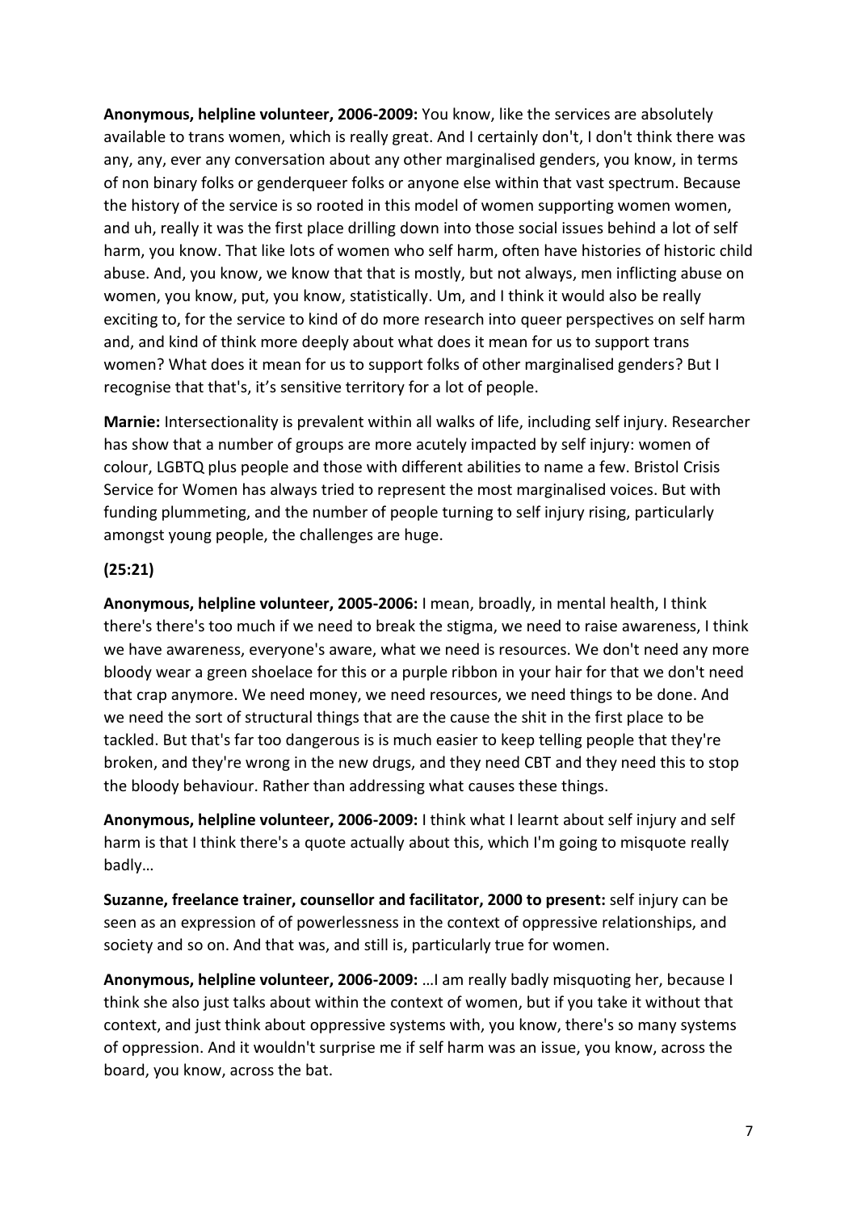**Anonymous, helpline volunteer, 2006-2009:** You know, like the services are absolutely available to trans women, which is really great. And I certainly don't, I don't think there was any, any, ever any conversation about any other marginalised genders, you know, in terms of non binary folks or genderqueer folks or anyone else within that vast spectrum. Because the history of the service is so rooted in this model of women supporting women women, and uh, really it was the first place drilling down into those social issues behind a lot of self harm, you know. That like lots of women who self harm, often have histories of historic child abuse. And, you know, we know that that is mostly, but not always, men inflicting abuse on women, you know, put, you know, statistically. Um, and I think it would also be really exciting to, for the service to kind of do more research into queer perspectives on self harm and, and kind of think more deeply about what does it mean for us to support trans women? What does it mean for us to support folks of other marginalised genders? But I recognise that that's, it's sensitive territory for a lot of people.

**Marnie:** Intersectionality is prevalent within all walks of life, including self injury. Researcher has show that a number of groups are more acutely impacted by self injury: women of colour, LGBTQ plus people and those with different abilities to name a few. Bristol Crisis Service for Women has always tried to represent the most marginalised voices. But with funding plummeting, and the number of people turning to self injury rising, particularly amongst young people, the challenges are huge.

**(25:21)**

**Anonymous, helpline volunteer, 2005-2006:** I mean, broadly, in mental health, I think there's there's too much if we need to break the stigma, we need to raise awareness, I think we have awareness, everyone's aware, what we need is resources. We don't need any more bloody wear a green shoelace for this or a purple ribbon in your hair for that we don't need that crap anymore. We need money, we need resources, we need things to be done. And we need the sort of structural things that are the cause the shit in the first place to be tackled. But that's far too dangerous is is much easier to keep telling people that they're broken, and they're wrong in the new drugs, and they need CBT and they need this to stop the bloody behaviour. Rather than addressing what causes these things.

**Anonymous, helpline volunteer, 2006-2009:** I think what I learnt about self injury and self harm is that I think there's a quote actually about this, which I'm going to misquote really badly…

**Suzanne, freelance trainer, counsellor and facilitator, 2000 to present:** self injury can be seen as an expression of of powerlessness in the context of oppressive relationships, and society and so on. And that was, and still is, particularly true for women.

**Anonymous, helpline volunteer, 2006-2009:** …I am really badly misquoting her, because I think she also just talks about within the context of women, but if you take it without that context, and just think about oppressive systems with, you know, there's so many systems of oppression. And it wouldn't surprise me if self harm was an issue, you know, across the board, you know, across the bat.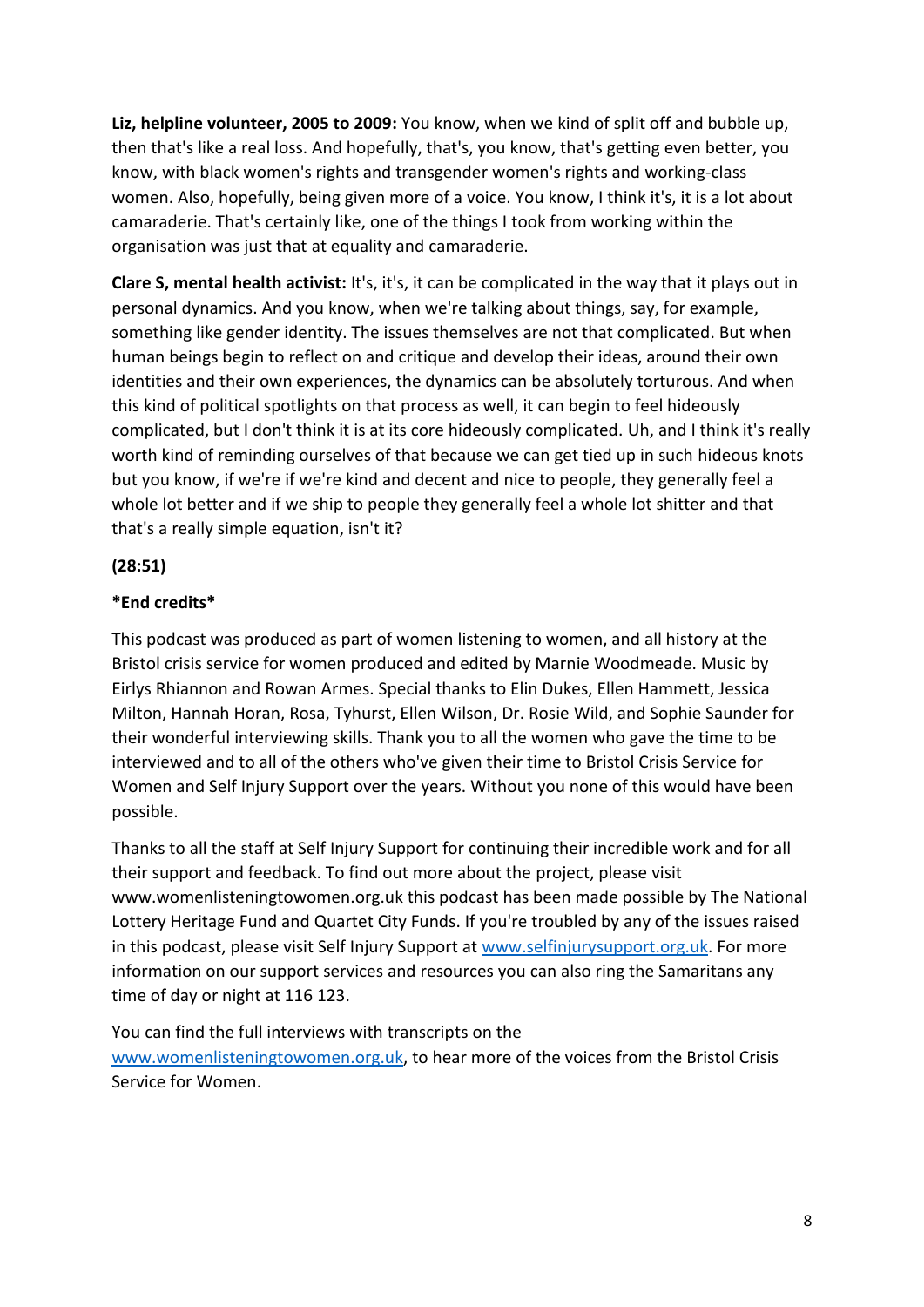**Liz, helpline volunteer, 2005 to 2009:** You know, when we kind of split off and bubble up, then that's like a real loss. And hopefully, that's, you know, that's getting even better, you know, with black women's rights and transgender women's rights and working-class women. Also, hopefully, being given more of a voice. You know, I think it's, it is a lot about camaraderie. That's certainly like, one of the things I took from working within the organisation was just that at equality and camaraderie.

**Clare S, mental health activist:** It's, it's, it can be complicated in the way that it plays out in personal dynamics. And you know, when we're talking about things, say, for example, something like gender identity. The issues themselves are not that complicated. But when human beings begin to reflect on and critique and develop their ideas, around their own identities and their own experiences, the dynamics can be absolutely torturous. And when this kind of political spotlights on that process as well, it can begin to feel hideously complicated, but I don't think it is at its core hideously complicated. Uh, and I think it's really worth kind of reminding ourselves of that because we can get tied up in such hideous knots but you know, if we're if we're kind and decent and nice to people, they generally feel a whole lot better and if we ship to people they generally feel a whole lot shitter and that that's a really simple equation, isn't it?

**(28:51)**

***End credits***

This podcast was produced as part of women listening to women, and all history at the Bristol crisis service for women produced and edited by Marnie Woodmeade. Music by Eirlys Rhiannon and Rowan Armes. Special thanks to Elin Dukes, Ellen Hammett, Jessica Milton, Hannah Horan, Rosa, Tyhurst, Ellen Wilson, Dr. Rosie Wild, and Sophie Saunder for their wonderful interviewing skills. Thank you to all the women who gave the time to be interviewed and to all of the others who've given their time to Bristol Crisis Service for Women and Self Injury Support over the years. Without you none of this would have been possible.

Thanks to all the staff at Self Injury Support for continuing their incredible work and for all their support and feedback. To find out more about the project, please visit www.womenlisteningtowomen.org.uk this podcast has been made possible by The National Lottery Heritage Fund and Quartet City Funds. If you're troubled by any of the issues raised in this podcast, please visit Self Injury Support at [www.selfinjurysupport.org.uk](http://www.selfinjurysupport.org.uk). For more information on our support services and resources you can also ring the Samaritans any time of day or night at 116 123.

You can find the full interviews with transcripts on the [www.womenlisteningtowomen.org.uk](http://www.womenlisteningtowomen.org.uk), to hear more of the voices from the Bristol Crisis Service for Women.